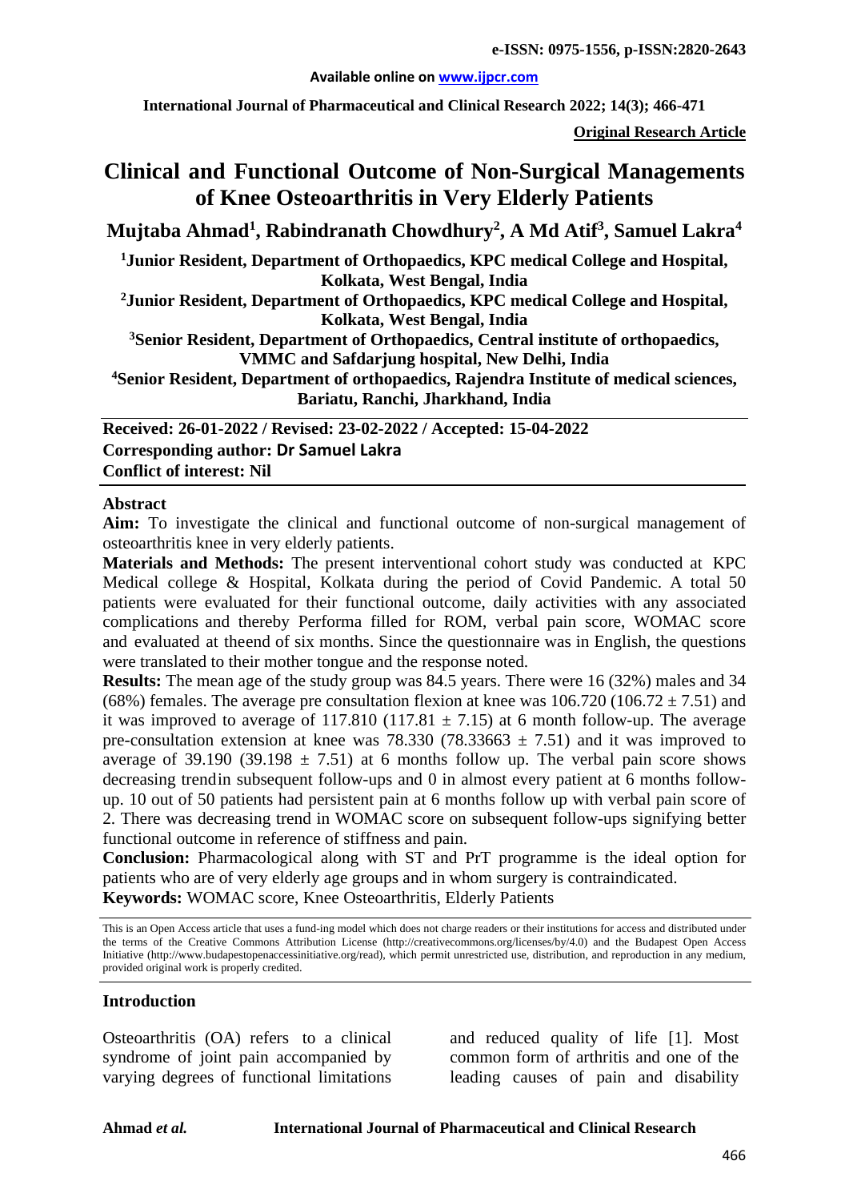**e-ISSN: 0975-1556, p-ISSN:2820-2643**

**Available online on www.ijpcr.com**

**Original Research Article**

# Clinical and Functional Outcome of Non-Surgical Managements of Knee Osteoarthritis in Very Elderly Patients

**Mujtaba Ahmad[1], Rabindranath Chowdhury[2], A Md Atif[3], Samuel Lakra[4]**

[1]**Junior Resident, Department of Orthopaedics, KPC medical College and Hospital, Kolkata, West Bengal, India**

[2]**Junior Resident, Department of Orthopaedics, KPC medical College and Hospital, Kolkata, West Bengal, India**

[3]**Senior Resident, Department of Orthopaedics, Central institute of orthopaedics, VMMC and Safdarjung hospital, New Delhi, India**

[4]**Senior Resident, Department of orthopaedics, Rajendra Institute of medical sciences, Bariatu, Ranchi, Jharkhand, India**

**Received: 26-01-2022 / Revised: 23-02-2022 / Accepted: 15-04-2022**
**Corresponding author: Dr Samuel Lakra**
**Conflict of interest: Nil**

## Abstract

**Aim:** To investigate the clinical and functional outcome of non-surgical management of osteoarthritis knee in very elderly patients.

**Materials and Methods:** The present interventional cohort study was conducted at KPC Medical college & Hospital, Kolkata during the period of Covid Pandemic. A total 50 patients were evaluated for their functional outcome, daily activities with any associated complications and thereby Performa filled for ROM, verbal pain score, WOMAC score and evaluated at theend of six months. Since the questionnaire was in English, the questions were translated to their mother tongue and the response noted.

**Results:** The mean age of the study group was 84.5 years. There were 16 (32%) males and 34 (68%) females. The average pre consultation flexion at knee was 106.720 (106.72 ± 7.51) and it was improved to average of 117.810 (117.81 ± 7.15) at 6 month follow-up. The average pre-consultation extension at knee was 78.330 (78.33663 ± 7.51) and it was improved to average of 39.190 (39.198 ± 7.51) at 6 months follow up. The verbal pain score shows decreasing trendin subsequent follow-ups and 0 in almost every patient at 6 months follow-up. 10 out of 50 patients had persistent pain at 6 months follow up with verbal pain score of 2. There was decreasing trend in WOMAC score on subsequent follow-ups signifying better functional outcome in reference of stiffness and pain.

**Conclusion:** Pharmacological along with ST and PrT programme is the ideal option for patients who are of very elderly age groups and in whom surgery is contraindicated.

**Keywords:** WOMAC score, Knee Osteoarthritis, Elderly Patients

This is an Open Access article that uses a fund-ing model which does not charge readers or their institutions for access and distributed under the terms of the Creative Commons Attribution License (http://creativecommons.org/licenses/by/4.0) and the Budapest Open Access Initiative (http://www.budapestopenaccessinitiative.org/read), which permit unrestricted use, distribution, and reproduction in any medium, provided original work is properly credited.

## Introduction

Osteoarthritis (OA) refers to a clinical syndrome of joint pain accompanied by varying degrees of functional limitations and reduced quality of life [1]. Most common form of arthritis and one of the leading causes of pain and disability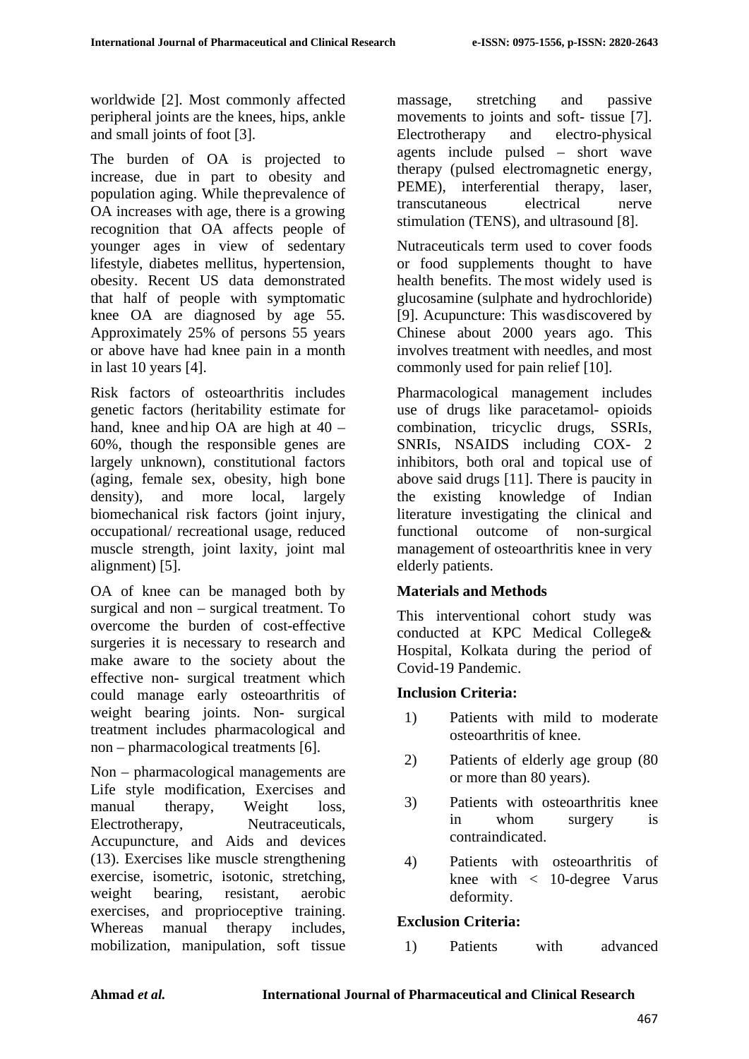worldwide [2]. Most commonly affected peripheral joints are the knees, hips, ankle and small joints of foot [3].

The burden of OA is projected to increase, due in part to obesity and population aging. While the prevalence of OA increases with age, there is a growing recognition that OA affects people of younger ages in view of sedentary lifestyle, diabetes mellitus, hypertension, obesity. Recent US data demonstrated that half of people with symptomatic knee OA are diagnosed by age 55. Approximately 25% of persons 55 years or above have had knee pain in a month in last 10 years [4].

Risk factors of osteoarthritis includes genetic factors (heritability estimate for hand, knee and hip OA are high at 40 – 60%, though the responsible genes are largely unknown), constitutional factors (aging, female sex, obesity, high bone density), and more local, largely biomechanical risk factors (joint injury, occupational/ recreational usage, reduced muscle strength, joint laxity, joint mal alignment) [5].

OA of knee can be managed both by surgical and non – surgical treatment. To overcome the burden of cost-effective surgeries it is necessary to research and make aware to the society about the effective non- surgical treatment which could manage early osteoarthritis of weight bearing joints. Non- surgical treatment includes pharmacological and non – pharmacological treatments [6].

Non – pharmacological managements are Life style modification, Exercises and manual therapy, Weight loss, Electrotherapy, Neutraceuticals, Accupuncture, and Aids and devices (13). Exercises like muscle strengthening exercise, isometric, isotonic, stretching, weight bearing, resistant, aerobic exercises, and proprioceptive training. Whereas manual therapy includes, mobilization, manipulation, soft tissue massage, stretching and passive movements to joints and soft- tissue [7]. Electrotherapy and electro-physical agents include pulsed – short wave therapy (pulsed electromagnetic energy, PEME), interferential therapy, laser, transcutaneous electrical nerve stimulation (TENS), and ultrasound [8].

Nutraceuticals term used to cover foods or food supplements thought to have health benefits. The most widely used is glucosamine (sulphate and hydrochloride) [9]. Acupuncture: This was discovered by Chinese about 2000 years ago. This involves treatment with needles, and most commonly used for pain relief [10].

Pharmacological management includes use of drugs like paracetamol- opioids combination, tricyclic drugs, SSRIs, SNRIs, NSAIDS including COX- 2 inhibitors, both oral and topical use of above said drugs [11]. There is paucity in the existing knowledge of Indian literature investigating the clinical and functional outcome of non-surgical management of osteoarthritis knee in very elderly patients.

## Materials and Methods

This interventional cohort study was conducted at KPC Medical College& Hospital, Kolkata during the period of Covid-19 Pandemic.

### Inclusion Criteria:

1) Patients with mild to moderate osteoarthritis of knee.
2) Patients of elderly age group (80 or more than 80 years).
3) Patients with osteoarthritis knee in whom surgery is contraindicated.
4) Patients with osteoarthritis of knee with < 10-degree Varus deformity.

### Exclusion Criteria:

1) Patients with advanced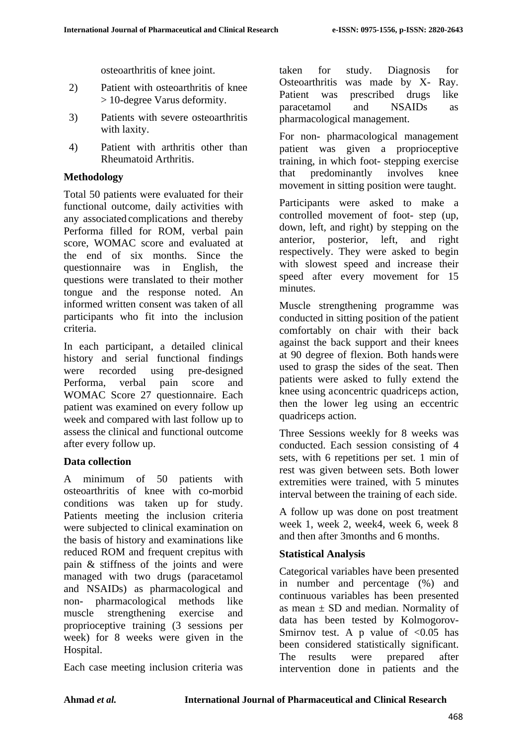osteoarthritis of knee joint.

2) Patient with osteoarthritis of knee > 10-degree Varus deformity.
3) Patients with severe osteoarthritis with laxity.
4) Patient with arthritis other than Rheumatoid Arthritis.

**Methodology**

Total 50 patients were evaluated for their functional outcome, daily activities with any associated complications and thereby Performa filled for ROM, verbal pain score, WOMAC score and evaluated at the end of six months. Since the questionnaire was in English, the questions were translated to their mother tongue and the response noted. An informed written consent was taken of all participants who fit into the inclusion criteria.

In each participant, a detailed clinical history and serial functional findings were recorded using pre-designed Performa, verbal pain score and WOMAC Score 27 questionnaire. Each patient was examined on every follow up week and compared with last follow up to assess the clinical and functional outcome after every follow up.

**Data collection**

A minimum of 50 patients with osteoarthritis of knee with co-morbid conditions was taken up for study. Patients meeting the inclusion criteria were subjected to clinical examination on the basis of history and examinations like reduced ROM and frequent crepitus with pain & stiffness of the joints and were managed with two drugs (paracetamol and NSAIDs) as pharmacological and non- pharmacological methods like muscle strengthening exercise and proprioceptive training (3 sessions per week) for 8 weeks were given in the Hospital.

Each case meeting inclusion criteria was taken for study. Diagnosis for Osteoarthritis was made by X- Ray. Patient was prescribed drugs like paracetamol and NSAIDs as pharmacological management.

For non- pharmacological management patient was given a proprioceptive training, in which foot- stepping exercise that predominantly involves knee movement in sitting position were taught.

Participants were asked to make a controlled movement of foot- step (up, down, left, and right) by stepping on the anterior, posterior, left, and right respectively. They were asked to begin with slowest speed and increase their speed after every movement for 15 minutes.

Muscle strengthening programme was conducted in sitting position of the patient comfortably on chair with their back against the back support and their knees at 90 degree of flexion. Both hands were used to grasp the sides of the seat. Then patients were asked to fully extend the knee using aconcentric quadriceps action, then the lower leg using an eccentric quadriceps action.

Three Sessions weekly for 8 weeks was conducted. Each session consisting of 4 sets, with 6 repetitions per set. 1 min of rest was given between sets. Both lower extremities were trained, with 5 minutes interval between the training of each side.

A follow up was done on post treatment week 1, week 2, week4, week 6, week 8 and then after 3months and 6 months.

**Statistical Analysis**

Categorical variables have been presented in number and percentage (%) and continuous variables has been presented as mean ± SD and median. Normality of data has been tested by Kolmogorov-Smirnov test. A p value of <0.05 has been considered statistically significant. The results were prepared after intervention done in patients and the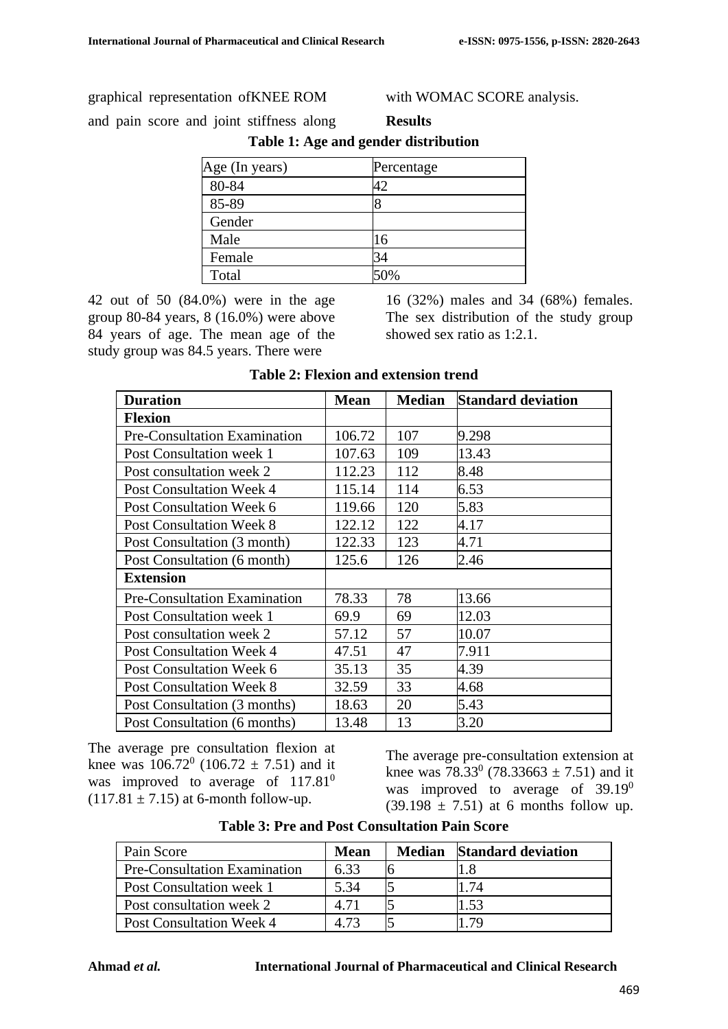graphical representation ofKNEE ROM and pain score and joint stiffness along with WOMAC SCORE analysis.

## Results

**Table 1: Age and gender distribution**

| Age (In years) | Percentage |
|---|---|
| 80-84 | 42 |
| 85-89 | 8 |
| Gender | |
| Male | 16 |
| Female | 34 |
| Total | 50% |

42 out of 50 (84.0%) were in the age group 80-84 years, 8 (16.0%) were above 84 years of age. The mean age of the study group was 84.5 years. There were 16 (32%) males and 34 (68%) females. The sex distribution of the study group showed sex ratio as 1:2.1.

**Table 2: Flexion and extension trend**

| Duration | Mean | Median | Standard deviation |
|---|---|---|---|
| **Flexion** | | | |
| Pre-Consultation Examination | 106.72 | 107 | 9.298 |
| Post Consultation week 1 | 107.63 | 109 | 13.43 |
| Post consultation week 2 | 112.23 | 112 | 8.48 |
| Post Consultation Week 4 | 115.14 | 114 | 6.53 |
| Post Consultation Week 6 | 119.66 | 120 | 5.83 |
| Post Consultation Week 8 | 122.12 | 122 | 4.17 |
| Post Consultation (3 month) | 122.33 | 123 | 4.71 |
| Post Consultation (6 month) | 125.6 | 126 | 2.46 |
| **Extension** | | | |
| Pre-Consultation Examination | 78.33 | 78 | 13.66 |
| Post Consultation week 1 | 69.9 | 69 | 12.03 |
| Post consultation week 2 | 57.12 | 57 | 10.07 |
| Post Consultation Week 4 | 47.51 | 47 | 7.911 |
| Post Consultation Week 6 | 35.13 | 35 | 4.39 |
| Post Consultation Week 8 | 32.59 | 33 | 4.68 |
| Post Consultation (3 months) | 18.63 | 20 | 5.43 |
| Post Consultation (6 months) | 13.48 | 13 | 3.20 |

The average pre consultation flexion at knee was $106.72^0$ ($106.72 \pm 7.51$) and it was improved to average of $117.81^0$ ($117.81 \pm 7.15$) at 6-month follow-up.

The average pre-consultation extension at knee was $78.33^0$ ($78.33663 \pm 7.51$) and it was improved to average of $39.19^0$ ($39.198 \pm 7.51$) at 6 months follow up.

**Table 3: Pre and Post Consultation Pain Score**

| Pain Score | Mean | Median | Standard deviation |
|---|---|---|---|
| Pre-Consultation Examination | 6.33 | 6 | 1.8 |
| Post Consultation week 1 | 5.34 | 5 | 1.74 |
| Post consultation week 2 | 4.71 | 5 | 1.53 |
| Post Consultation Week 4 | 4.73 | 5 | 1.79 |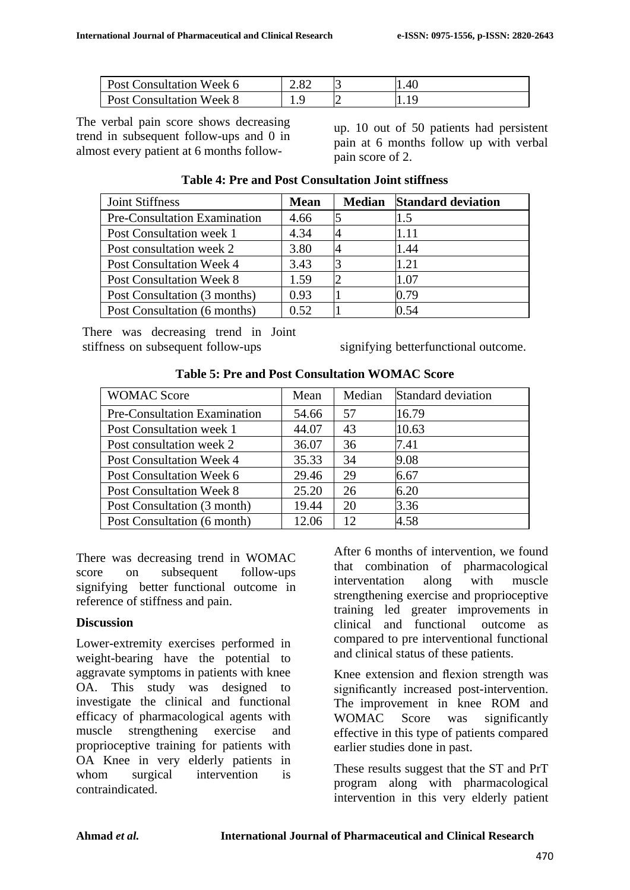| Post Consultation Week 6 | 2.82 | 3 | 1.40 |
|---|---|---|---|
| Post Consultation Week 8 | 1.9 | 2 | 1.19 |

The verbal pain score shows decreasing trend in subsequent follow-ups and 0 in almost every patient at 6 months follow-up. 10 out of 50 patients had persistent pain at 6 months follow up with verbal pain score of 2.

**Table 4: Pre and Post Consultation Joint stiffness**

| Joint Stiffness | **Mean** | **Median** | **Standard deviation** |
|---|---|---|---|
| Pre-Consultation Examination | 4.66 | 5 | 1.5 |
| Post Consultation week 1 | 4.34 | 4 | 1.11 |
| Post consultation week 2 | 3.80 | 4 | 1.44 |
| Post Consultation Week 4 | 3.43 | 3 | 1.21 |
| Post Consultation Week 8 | 1.59 | 2 | 1.07 |
| Post Consultation (3 months) | 0.93 | 1 | 0.79 |
| Post Consultation (6 months) | 0.52 | 1 | 0.54 |

There was decreasing trend in Joint stiffness on subsequent follow-ups signifying betterfunctional outcome.

**Table 5: Pre and Post Consultation WOMAC Score**

| WOMAC Score | Mean | Median | Standard deviation |
|---|---|---|---|
| Pre-Consultation Examination | 54.66 | 57 | 16.79 |
| Post Consultation week 1 | 44.07 | 43 | 10.63 |
| Post consultation week 2 | 36.07 | 36 | 7.41 |
| Post Consultation Week 4 | 35.33 | 34 | 9.08 |
| Post Consultation Week 6 | 29.46 | 29 | 6.67 |
| Post Consultation Week 8 | 25.20 | 26 | 6.20 |
| Post Consultation (3 month) | 19.44 | 20 | 3.36 |
| Post Consultation (6 month) | 12.06 | 12 | 4.58 |

There was decreasing trend in WOMAC score on subsequent follow-ups signifying better functional outcome in reference of stiffness and pain.

## Discussion

Lower-extremity exercises performed in weight-bearing have the potential to aggravate symptoms in patients with knee OA. This study was designed to investigate the clinical and functional efficacy of pharmacological agents with muscle strengthening exercise and proprioceptive training for patients with OA Knee in very elderly patients in whom surgical intervention is contraindicated.

After 6 months of intervention, we found that combination of pharmacological interventation along with muscle strengthening exercise and proprioceptive training led greater improvements in clinical and functional outcome as compared to pre interventional functional and clinical status of these patients.

Knee extension and flexion strength was significantly increased post-intervention. The improvement in knee ROM and WOMAC Score was significantly effective in this type of patients compared earlier studies done in past.

These results suggest that the ST and PrT program along with pharmacological intervention in this very elderly patient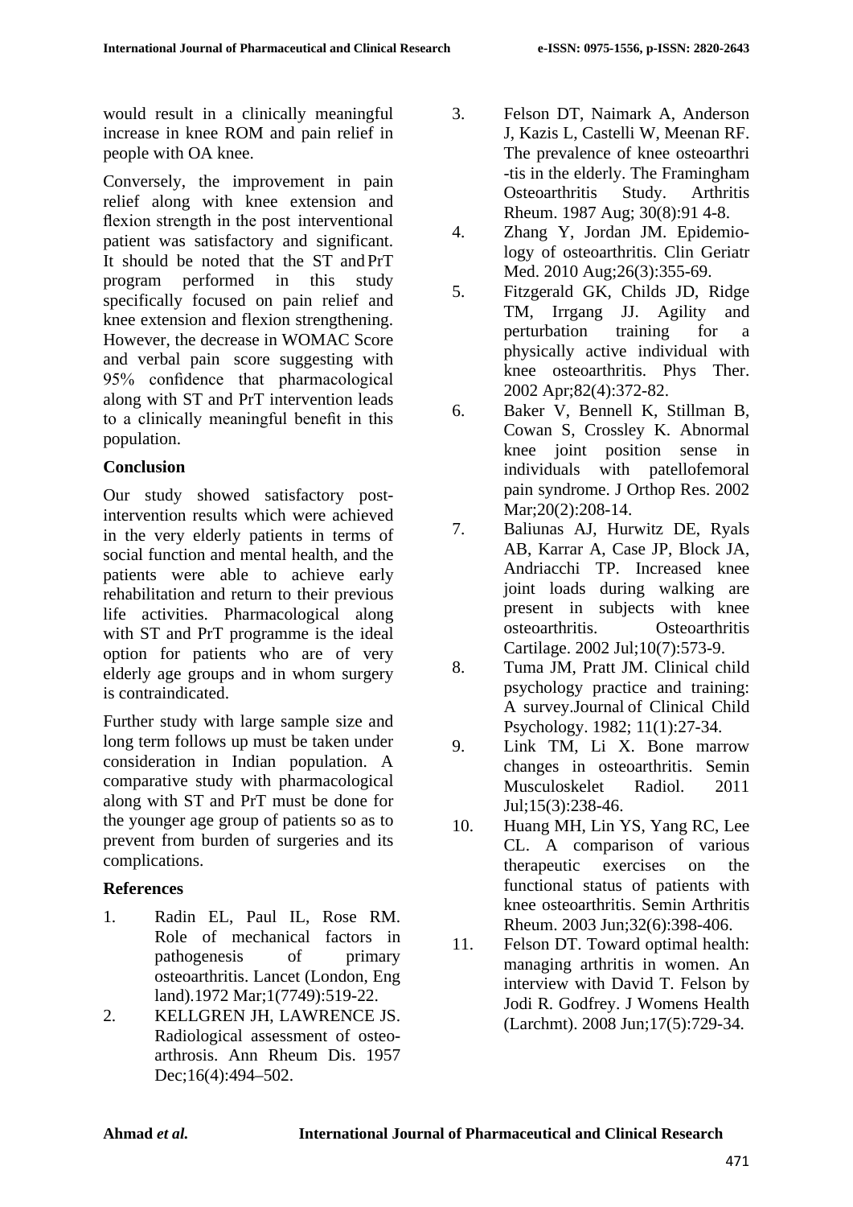would result in a clinically meaningful increase in knee ROM and pain relief in people with OA knee.

Conversely, the improvement in pain relief along with knee extension and flexion strength in the post interventional patient was satisfactory and significant. It should be noted that the ST and PrT program performed in this study specifically focused on pain relief and knee extension and flexion strengthening. However, the decrease in WOMAC Score and verbal pain score suggesting with 95% confidence that pharmacological along with ST and PrT intervention leads to a clinically meaningful benefit in this population.

## Conclusion

Our study showed satisfactory post-intervention results which were achieved in the very elderly patients in terms of social function and mental health, and the patients were able to achieve early rehabilitation and return to their previous life activities. Pharmacological along with ST and PrT programme is the ideal option for patients who are of very elderly age groups and in whom surgery is contraindicated.

Further study with large sample size and long term follows up must be taken under consideration in Indian population. A comparative study with pharmacological along with ST and PrT must be done for the younger age group of patients so as to prevent from burden of surgeries and its complications.

## References

1. Radin EL, Paul IL, Rose RM. Role of mechanical factors in pathogenesis of primary osteoarthritis. Lancet (London, England).1972 Mar;1(7749):519-22.
2. KELLGREN JH, LAWRENCE JS. Radiological assessment of osteo-arthrosis. Ann Rheum Dis. 1957 Dec;16(4):494–502.
3. Felson DT, Naimark A, Anderson J, Kazis L, Castelli W, Meenan RF. The prevalence of knee osteoarthritis in the elderly. The Framingham Osteoarthritis Study. Arthritis Rheum. 1987 Aug; 30(8):91 4-8.
4. Zhang Y, Jordan JM. Epidemiology of osteoarthritis. Clin Geriatr Med. 2010 Aug;26(3):355-69.
5. Fitzgerald GK, Childs JD, Ridge TM, Irrgang JJ. Agility and perturbation training for a physically active individual with knee osteoarthritis. Phys Ther. 2002 Apr;82(4):372-82.
6. Baker V, Bennell K, Stillman B, Cowan S, Crossley K. Abnormal knee joint position sense in individuals with patellofemoral pain syndrome. J Orthop Res. 2002 Mar;20(2):208-14.
7. Baliunas AJ, Hurwitz DE, Ryals AB, Karrar A, Case JP, Block JA, Andriacchi TP. Increased knee joint loads during walking are present in subjects with knee osteoarthritis. Osteoarthritis Cartilage. 2002 Jul;10(7):573-9.
8. Tuma JM, Pratt JM. Clinical child psychology practice and training: A survey.Journal of Clinical Child Psychology. 1982; 11(1):27-34.
9. Link TM, Li X. Bone marrow changes in osteoarthritis. Semin Musculoskelet Radiol. 2011 Jul;15(3):238-46.
10. Huang MH, Lin YS, Yang RC, Lee CL. A comparison of various therapeutic exercises on the functional status of patients with knee osteoarthritis. Semin Arthritis Rheum. 2003 Jun;32(6):398-406.
11. Felson DT. Toward optimal health: managing arthritis in women. An interview with David T. Felson by Jodi R. Godfrey. J Womens Health (Larchmt). 2008 Jun;17(5):729-34.